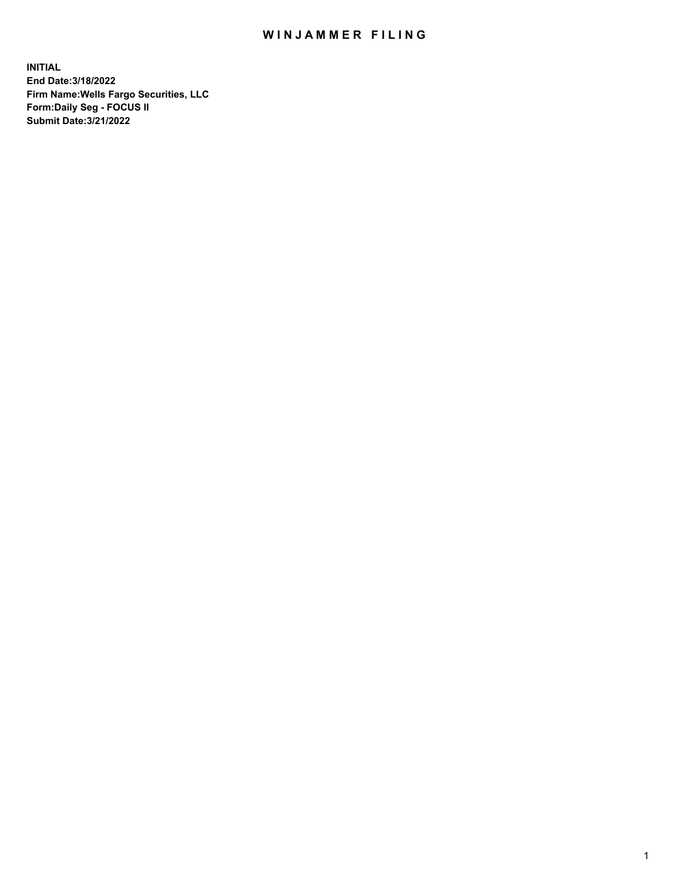# WINJAMMER FILING

**INITIAL**
**End Date:3/18/2022**
**Firm Name:Wells Fargo Securities, LLC**
**Form:Daily Seg - FOCUS II**
**Submit Date:3/21/2022**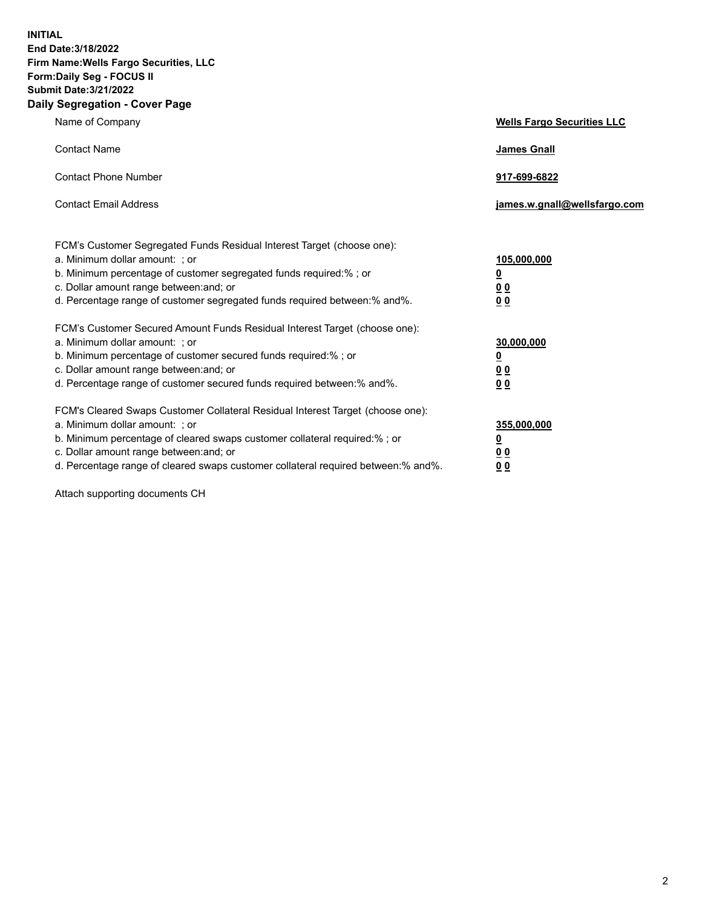**INITIAL**
**End Date:3/18/2022**
**Firm Name:Wells Fargo Securities, LLC**
**Form:Daily Seg - FOCUS II**
**Submit Date:3/21/2022**

## Daily Segregation - Cover Page

| | |
|---|---|
| Name of Company | **Wells Fargo Securities LLC** |
| Contact Name | **James Gnall** |
| Contact Phone Number | **917-699-6822** |
| Contact Email Address | **james.w.gnall@wellsfargo.com** |

| | |
|---|---|
| FCM's Customer Segregated Funds Residual Interest Target (choose one): | |
| a. Minimum dollar amount: ; or | **105,000,000** |
| b. Minimum percentage of customer segregated funds required:% ; or | **0** |
| c. Dollar amount range between:and; or | **0 0** |
| d. Percentage range of customer segregated funds required between:% and%. | **0 0** |
| FCM's Customer Secured Amount Funds Residual Interest Target (choose one): | |
| a. Minimum dollar amount: ; or | **30,000,000** |
| b. Minimum percentage of customer secured funds required:% ; or | **0** |
| c. Dollar amount range between:and; or | **0 0** |
| d. Percentage range of customer secured funds required between:% and%. | **0 0** |
| FCM's Cleared Swaps Customer Collateral Residual Interest Target (choose one): | |
| a. Minimum dollar amount: ; or | **355,000,000** |
| b. Minimum percentage of cleared swaps customer collateral required:% ; or | **0** |
| c. Dollar amount range between:and; or | **0 0** |
| d. Percentage range of cleared swaps customer collateral required between:% and%. | **0 0** |

Attach supporting documents CH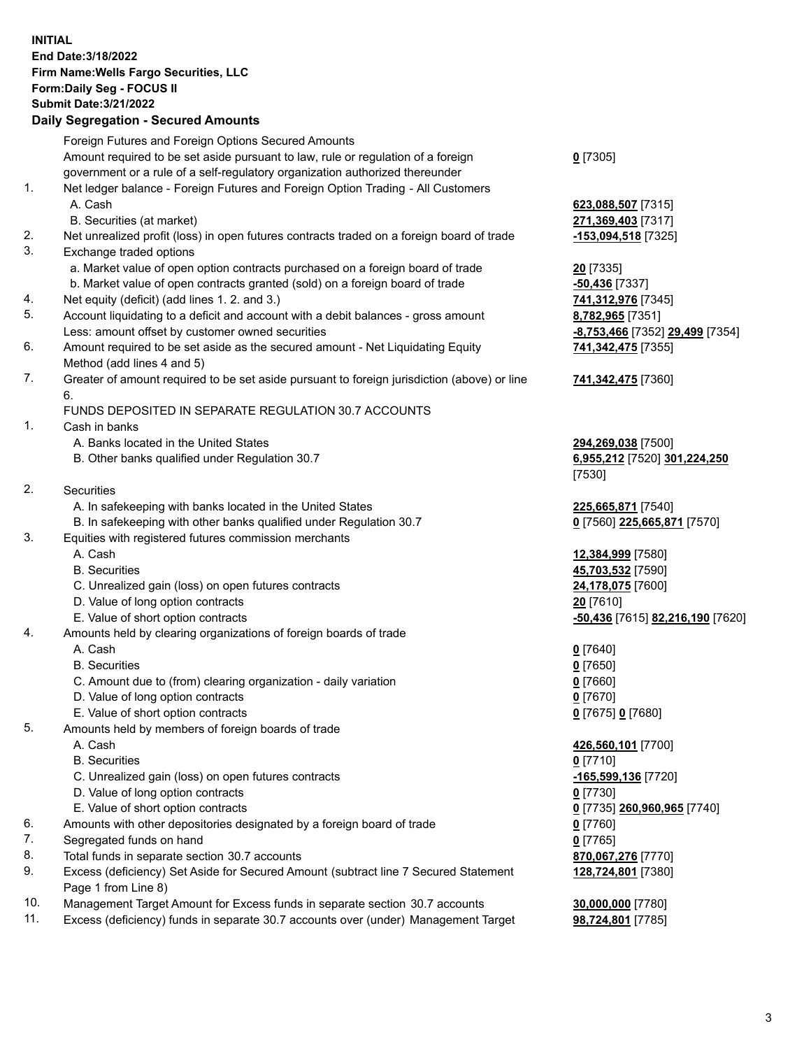**INITIAL**
**End Date:3/18/2022**
**Firm Name:Wells Fargo Securities, LLC**
**Form:Daily Seg - FOCUS II**
**Submit Date:3/21/2022**

### Daily Segregation - Secured Amounts

| | | |
|---|---|---|
| | Foreign Futures and Foreign Options Secured Amounts | |
| | Amount required to be set aside pursuant to law, rule or regulation of a foreign government or a rule of a self-regulatory organization authorized thereunder | **0** [7305] |
| 1. | Net ledger balance - Foreign Futures and Foreign Option Trading - All Customers | |
| | A. Cash | **623,088,507** [7315] |
| | B. Securities (at market) | **271,369,403** [7317] |
| 2. | Net unrealized profit (loss) in open futures contracts traded on a foreign board of trade | **-153,094,518** [7325] |
| 3. | Exchange traded options | |
| | a. Market value of open option contracts purchased on a foreign board of trade | **20** [7335] |
| | b. Market value of open contracts granted (sold) on a foreign board of trade | **-50,436** [7337] |
| 4. | Net equity (deficit) (add lines 1. 2. and 3.) | **741,312,976** [7345] |
| 5. | Account liquidating to a deficit and account with a debit balances - gross amount | **8,782,965** [7351] |
| | Less: amount offset by customer owned securities | **-8,753,466** [7352] **29,499** [7354] |
| 6. | Amount required to be set aside as the secured amount - Net Liquidating Equity Method (add lines 4 and 5) | **741,342,475** [7355] |
| 7. | Greater of amount required to be set aside pursuant to foreign jurisdiction (above) or line 6. | **741,342,475** [7360] |
| | FUNDS DEPOSITED IN SEPARATE REGULATION 30.7 ACCOUNTS | |
| 1. | Cash in banks | |
| | A. Banks located in the United States | **294,269,038** [7500] |
| | B. Other banks qualified under Regulation 30.7 | **6,955,212** [7520] **301,224,250** [7530] |
| 2. | Securities | |
| | A. In safekeeping with banks located in the United States | **225,665,871** [7540] |
| | B. In safekeeping with other banks qualified under Regulation 30.7 | **0** [7560] **225,665,871** [7570] |
| 3. | Equities with registered futures commission merchants | |
| | A. Cash | **12,384,999** [7580] |
| | B. Securities | **45,703,532** [7590] |
| | C. Unrealized gain (loss) on open futures contracts | **24,178,075** [7600] |
| | D. Value of long option contracts | **20** [7610] |
| | E. Value of short option contracts | **-50,436** [7615] **82,216,190** [7620] |
| 4. | Amounts held by clearing organizations of foreign boards of trade | |
| | A. Cash | **0** [7640] |
| | B. Securities | **0** [7650] |
| | C. Amount due to (from) clearing organization - daily variation | **0** [7660] |
| | D. Value of long option contracts | **0** [7670] |
| | E. Value of short option contracts | **0** [7675] **0** [7680] |
| 5. | Amounts held by members of foreign boards of trade | |
| | A. Cash | **426,560,101** [7700] |
| | B. Securities | **0** [7710] |
| | C. Unrealized gain (loss) on open futures contracts | **-165,599,136** [7720] |
| | D. Value of long option contracts | **0** [7730] |
| | E. Value of short option contracts | **0** [7735] **260,960,965** [7740] |
| 6. | Amounts with other depositories designated by a foreign board of trade | **0** [7760] |
| 7. | Segregated funds on hand | **0** [7765] |
| 8. | Total funds in separate section 30.7 accounts | **870,067,276** [7770] |
| 9. | Excess (deficiency) Set Aside for Secured Amount (subtract line 7 Secured Statement Page 1 from Line 8) | **128,724,801** [7380] |
| 10. | Management Target Amount for Excess funds in separate section 30.7 accounts | **30,000,000** [7780] |
| 11. | Excess (deficiency) funds in separate 30.7 accounts over (under) Management Target | **98,724,801** [7785] |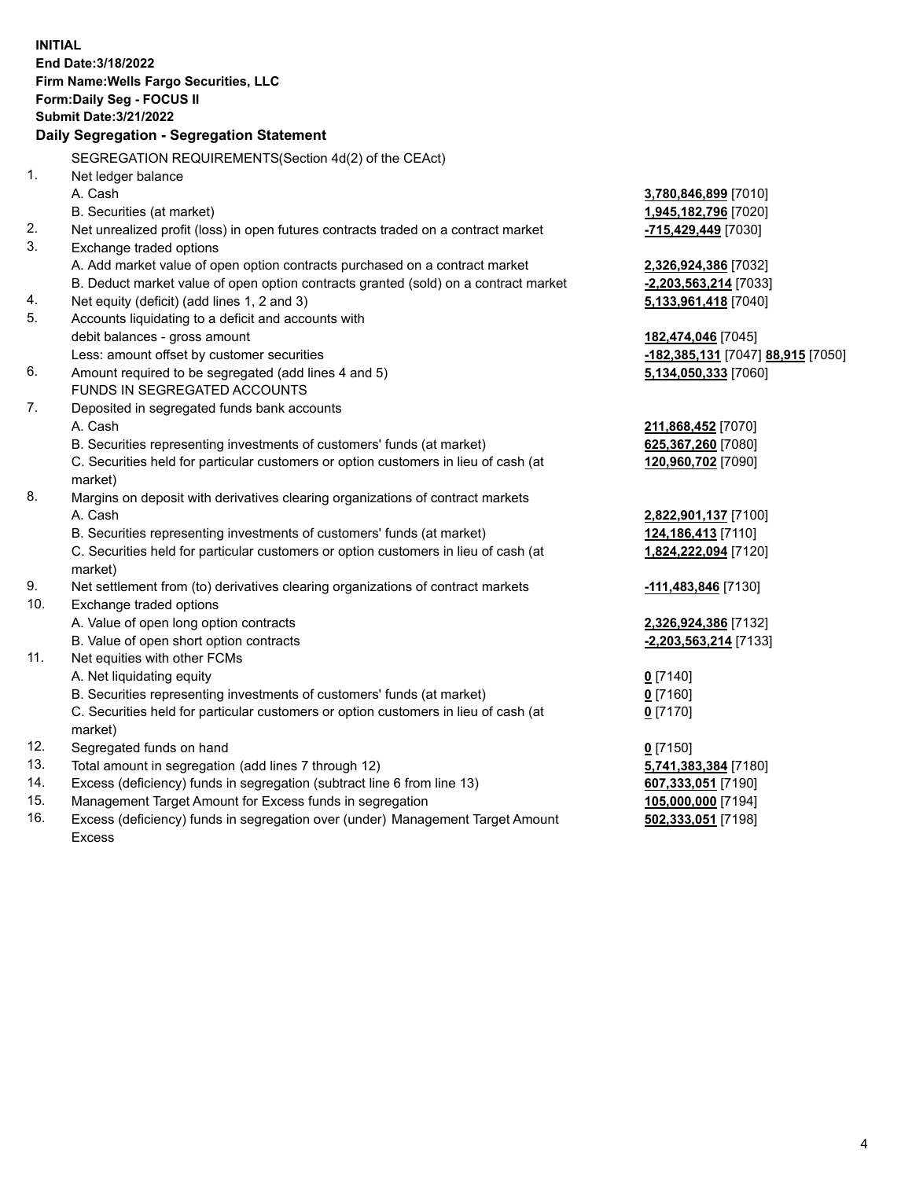**INITIAL**
**End Date:3/18/2022**
**Firm Name:Wells Fargo Securities, LLC**
**Form:Daily Seg - FOCUS II**
**Submit Date:3/21/2022**

## Daily Segregation - Segregation Statement

SEGREGATION REQUIREMENTS(Section 4d(2) of the CEAct)

| | | |
|---|---|---|
| 1. | Net ledger balance | |
| | A. Cash | **3,780,846,899** [7010] |
| | B. Securities (at market) | **1,945,182,796** [7020] |
| 2. | Net unrealized profit (loss) in open futures contracts traded on a contract market | **-715,429,449** [7030] |
| 3. | Exchange traded options | |
| | A. Add market value of open option contracts purchased on a contract market | **2,326,924,386** [7032] |
| | B. Deduct market value of open option contracts granted (sold) on a contract market | **-2,203,563,214** [7033] |
| 4. | Net equity (deficit) (add lines 1, 2 and 3) | **5,133,961,418** [7040] |
| 5. | Accounts liquidating to a deficit and accounts with | |
| | debit balances - gross amount | **182,474,046** [7045] |
| | Less: amount offset by customer securities | **-182,385,131** [7047] **88,915** [7050] |
| 6. | Amount required to be segregated (add lines 4 and 5) | **5,134,050,333** [7060] |
| | FUNDS IN SEGREGATED ACCOUNTS | |
| 7. | Deposited in segregated funds bank accounts | |
| | A. Cash | **211,868,452** [7070] |
| | B. Securities representing investments of customers' funds (at market) | **625,367,260** [7080] |
| | C. Securities held for particular customers or option customers in lieu of cash (at market) | **120,960,702** [7090] |
| 8. | Margins on deposit with derivatives clearing organizations of contract markets | |
| | A. Cash | **2,822,901,137** [7100] |
| | B. Securities representing investments of customers' funds (at market) | **124,186,413** [7110] |
| | C. Securities held for particular customers or option customers in lieu of cash (at market) | **1,824,222,094** [7120] |
| 9. | Net settlement from (to) derivatives clearing organizations of contract markets | **-111,483,846** [7130] |
| 10. | Exchange traded options | |
| | A. Value of open long option contracts | **2,326,924,386** [7132] |
| | B. Value of open short option contracts | **-2,203,563,214** [7133] |
| 11. | Net equities with other FCMs | |
| | A. Net liquidating equity | **0** [7140] |
| | B. Securities representing investments of customers' funds (at market) | **0** [7160] |
| | C. Securities held for particular customers or option customers in lieu of cash (at market) | **0** [7170] |
| 12. | Segregated funds on hand | **0** [7150] |
| 13. | Total amount in segregation (add lines 7 through 12) | **5,741,383,384** [7180] |
| 14. | Excess (deficiency) funds in segregation (subtract line 6 from line 13) | **607,333,051** [7190] |
| 15. | Management Target Amount for Excess funds in segregation | **105,000,000** [7194] |
| 16. | Excess (deficiency) funds in segregation over (under) Management Target Amount Excess | **502,333,051** [7198] |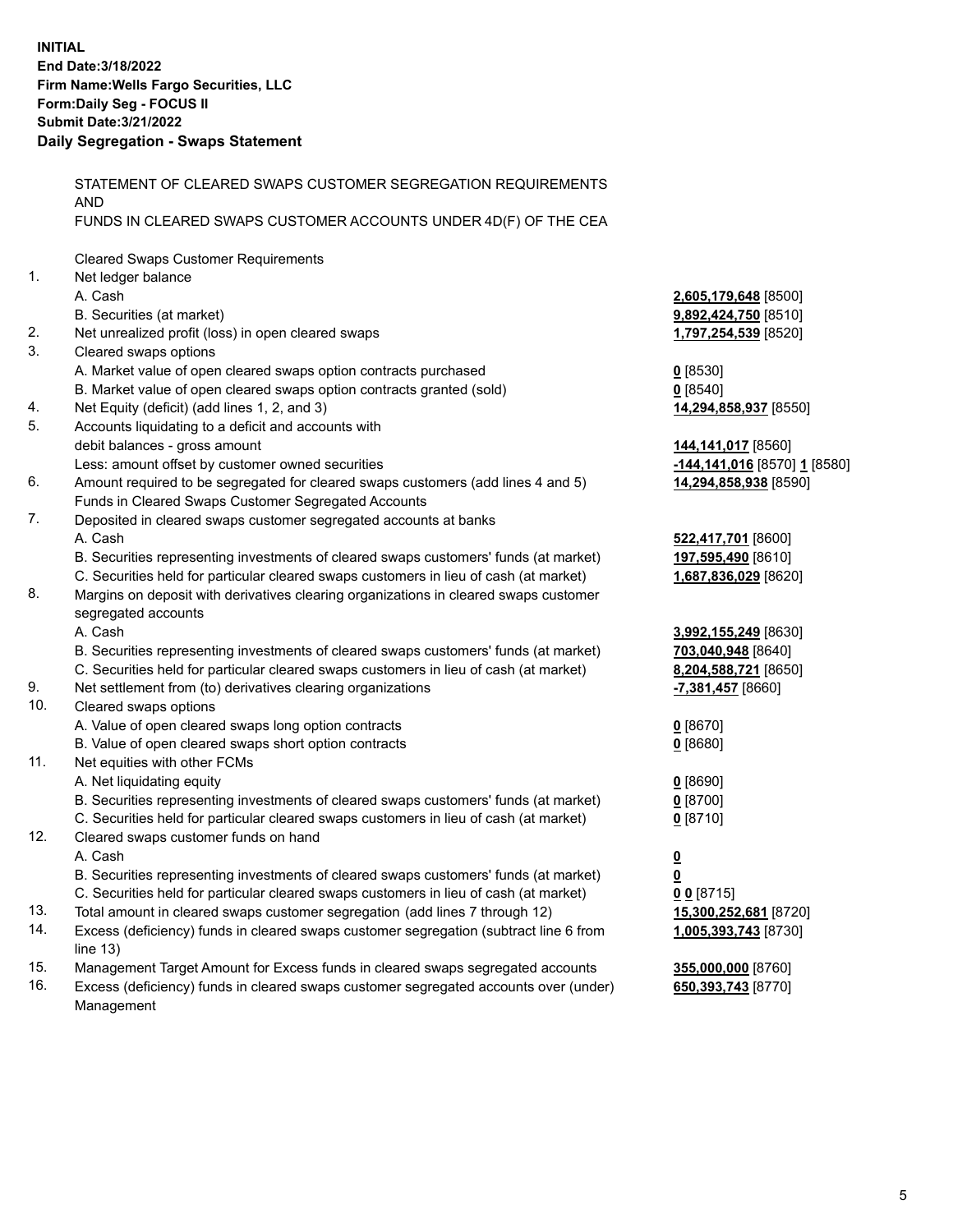**INITIAL**
**End Date:3/18/2022**
**Firm Name:Wells Fargo Securities, LLC**
**Form:Daily Seg - FOCUS II**
**Submit Date:3/21/2022**
**Daily Segregation - Swaps Statement**

STATEMENT OF CLEARED SWAPS CUSTOMER SEGREGATION REQUIREMENTS AND
FUNDS IN CLEARED SWAPS CUSTOMER ACCOUNTS UNDER 4D(F) OF THE CEA

| | | |
|---|---|---|
| | Cleared Swaps Customer Requirements | |
| 1. | Net ledger balance | |
| | A. Cash | **2,605,179,648** [8500] |
| | B. Securities (at market) | **9,892,424,750** [8510] |
| 2. | Net unrealized profit (loss) in open cleared swaps | **1,797,254,539** [8520] |
| 3. | Cleared swaps options | |
| | A. Market value of open cleared swaps option contracts purchased | **0** [8530] |
| | B. Market value of open cleared swaps option contracts granted (sold) | **0** [8540] |
| 4. | Net Equity (deficit) (add lines 1, 2, and 3) | **14,294,858,937** [8550] |
| 5. | Accounts liquidating to a deficit and accounts with debit balances - gross amount | **144,141,017** [8560] |
| | Less: amount offset by customer owned securities | **-144,141,016** [8570] **1** [8580] |
| 6. | Amount required to be segregated for cleared swaps customers (add lines 4 and 5) | **14,294,858,938** [8590] |
| | Funds in Cleared Swaps Customer Segregated Accounts | |
| 7. | Deposited in cleared swaps customer segregated accounts at banks | |
| | A. Cash | **522,417,701** [8600] |
| | B. Securities representing investments of cleared swaps customers' funds (at market) | **197,595,490** [8610] |
| | C. Securities held for particular cleared swaps customers in lieu of cash (at market) | **1,687,836,029** [8620] |
| 8. | Margins on deposit with derivatives clearing organizations in cleared swaps customer segregated accounts | |
| | A. Cash | **3,992,155,249** [8630] |
| | B. Securities representing investments of cleared swaps customers' funds (at market) | **703,040,948** [8640] |
| | C. Securities held for particular cleared swaps customers in lieu of cash (at market) | **8,204,588,721** [8650] |
| 9. | Net settlement from (to) derivatives clearing organizations | **-7,381,457** [8660] |
| 10. | Cleared swaps options | |
| | A. Value of open cleared swaps long option contracts | **0** [8670] |
| | B. Value of open cleared swaps short option contracts | **0** [8680] |
| 11. | Net equities with other FCMs | |
| | A. Net liquidating equity | **0** [8690] |
| | B. Securities representing investments of cleared swaps customers' funds (at market) | **0** [8700] |
| | C. Securities held for particular cleared swaps customers in lieu of cash (at market) | **0** [8710] |
| 12. | Cleared swaps customer funds on hand | |
| | A. Cash | **0** |
| | B. Securities representing investments of cleared swaps customers' funds (at market) | **0** |
| | C. Securities held for particular cleared swaps customers in lieu of cash (at market) | **0** **0** [8715] |
| 13. | Total amount in cleared swaps customer segregation (add lines 7 through 12) | **15,300,252,681** [8720] |
| 14. | Excess (deficiency) funds in cleared swaps customer segregation (subtract line 6 from line 13) | **1,005,393,743** [8730] |
| 15. | Management Target Amount for Excess funds in cleared swaps segregated accounts | **355,000,000** [8760] |
| 16. | Excess (deficiency) funds in cleared swaps customer segregated accounts over (under) Management | **650,393,743** [8770] |